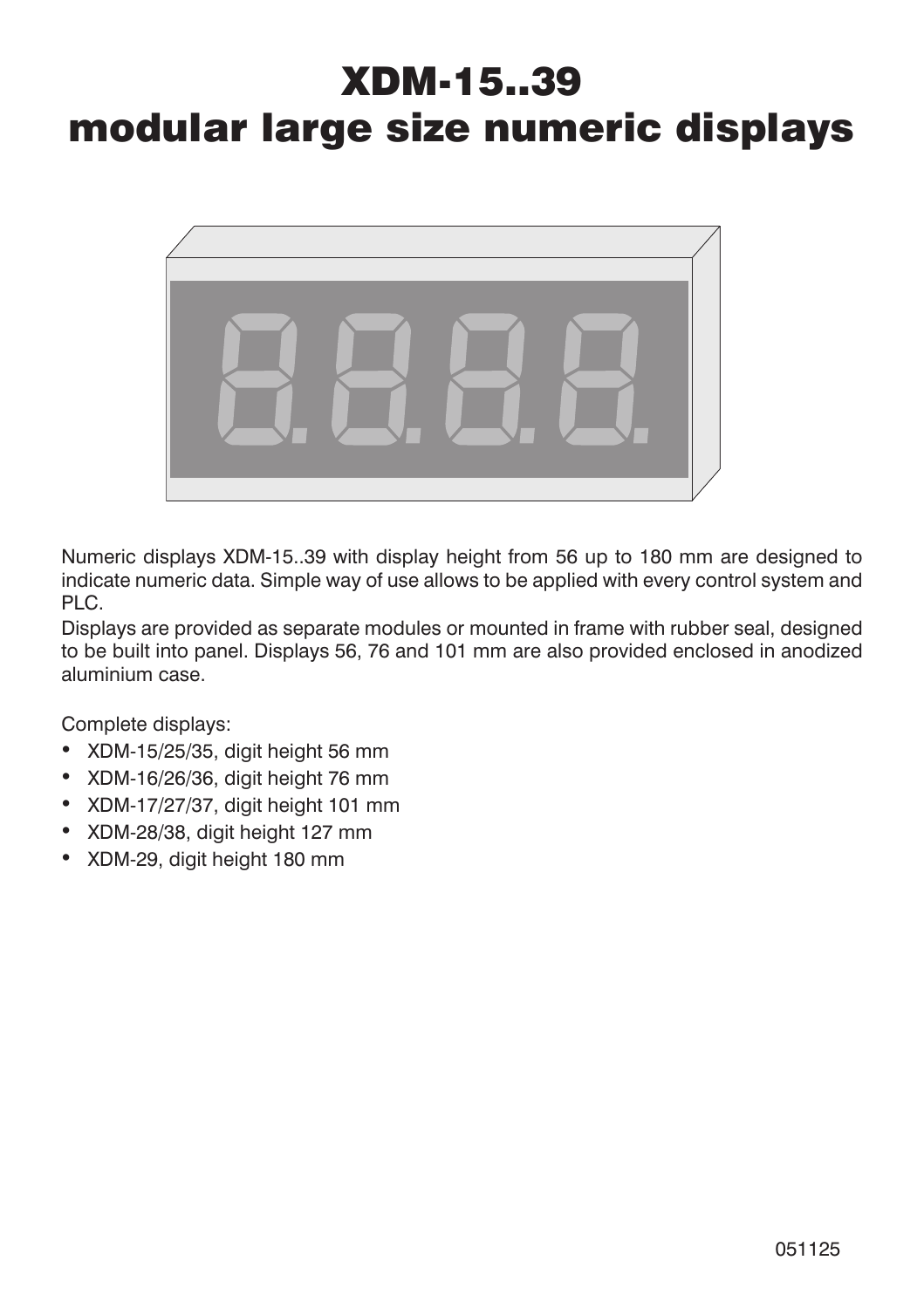# XDM-15..39
# modular large size numeric displays

Numeric displays XDM-15..39 with display height from 56 up to 180 mm are designed to indicate numeric data. Simple way of use allows to be applied with every control system and PLC.
Displays are provided as separate modules or mounted in frame with rubber seal, designed to be built into panel. Displays 56, 76 and 101 mm are also provided enclosed in anodized aluminium case.

Complete displays:

- XDM-15/25/35, digit height 56 mm
- XDM-16/26/36, digit height 76 mm
- XDM-17/27/37, digit height 101 mm
- XDM-28/38, digit height 127 mm
- XDM-29, digit height 180 mm

051125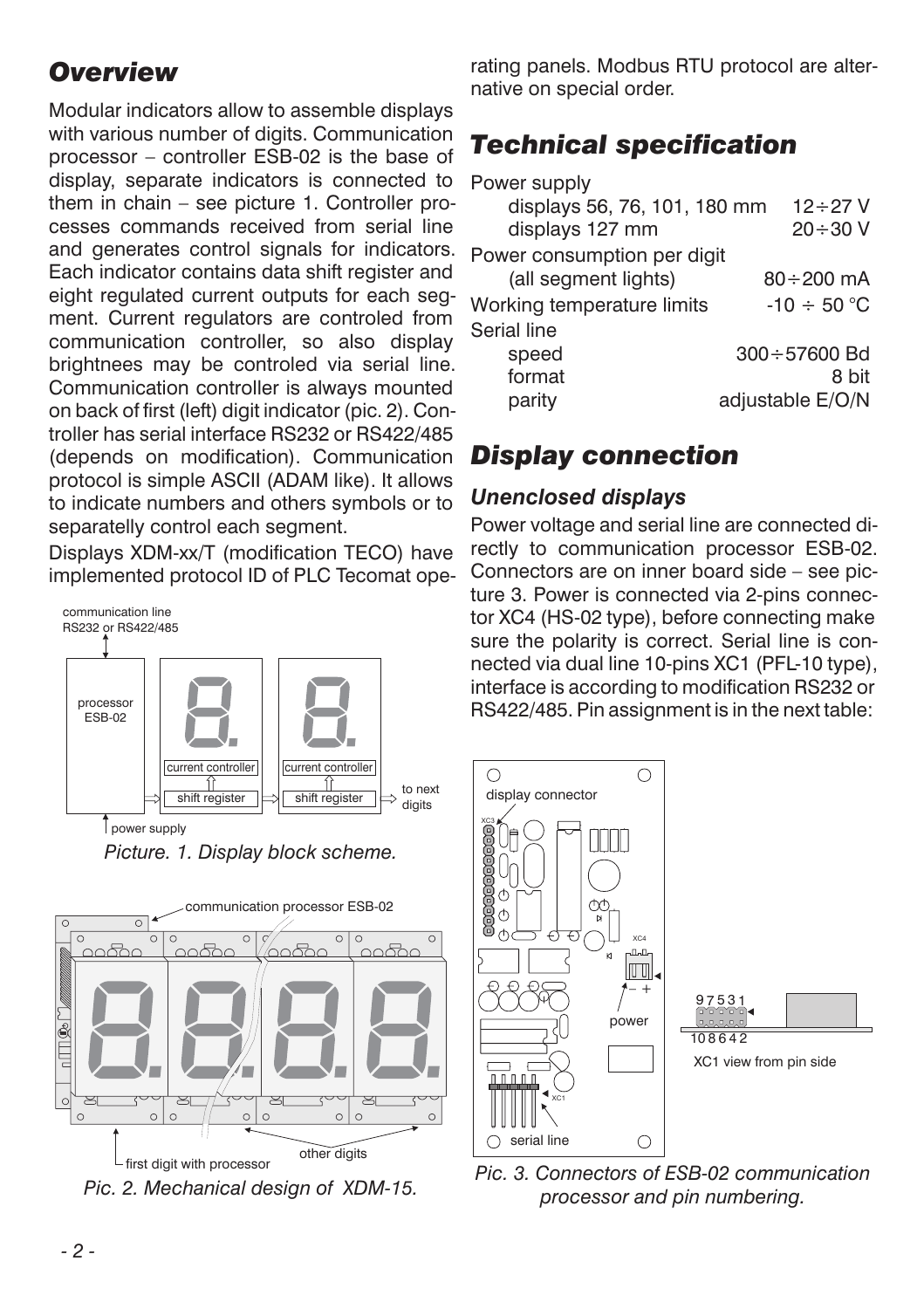## Overview

Modular indicators allow to assemble displays with various number of digits. Communication processor – controller ESB-02 is the base of display, separate indicators is connected to them in chain – see picture 1. Controller processes commands received from serial line and generates control signals for indicators. Each indicator contains data shift register and eight regulated current outputs for each segment. Current regulators are controled from communication controller, so also display brightnees may be controled via serial line. Communication controller is always mounted on back of first (left) digit indicator (pic. 2). Controller has serial interface RS232 or RS422/485 (depends on modification). Communication protocol is simple ASCII (ADAM like). It allows to indicate numbers and others symbols or to separatelly control each segment.

Displays XDM-xx/T (modification TECO) have implemented protocol ID of PLC Tecomat operating panels. Modbus RTU protocol are alternative on special order.

communication line
RS232 or RS422/485
processor
ESB-02
current controller
shift register
current controller
shift register
to next digits
power supply

*Picture. 1. Display block scheme.*

communication processor ESB-02
first digit with processor
other digits

*Pic. 2. Mechanical design of XDM-15.*

## Technical specification

| | |
|---|---|
| Power supply | |
| displays 56, 76, 101, 180 mm | 12÷27 V |
| displays 127 mm | 20÷30 V |
| Power consumption per digit | |
| (all segment lights) | 80÷200 mA |
| Working temperature limits | -10 ÷ 50 °C |
| Serial line | |
| speed | 300÷57600 Bd |
| format | 8 bit |
| parity | adjustable E/O/N |

## Display connection

### Unenclosed displays

Power voltage and serial line are connected directly to communication processor ESB-02. Connectors are on inner board side – see picture 3. Power is connected via 2-pins connector XC4 (HS-02 type), before connecting make sure the polarity is correct. Serial line is connected via dual line 10-pins XC1 (PFL-10 type), interface is according to modification RS232 or RS422/485. Pin assignment is in the next table:

display connector
XC3
XC4
– +
power
XC1
serial line
9 7 5 3 1
10 8 6 4 2
XC1 view from pin side

*Pic. 3. Connectors of ESB-02 communication processor and pin numbering.*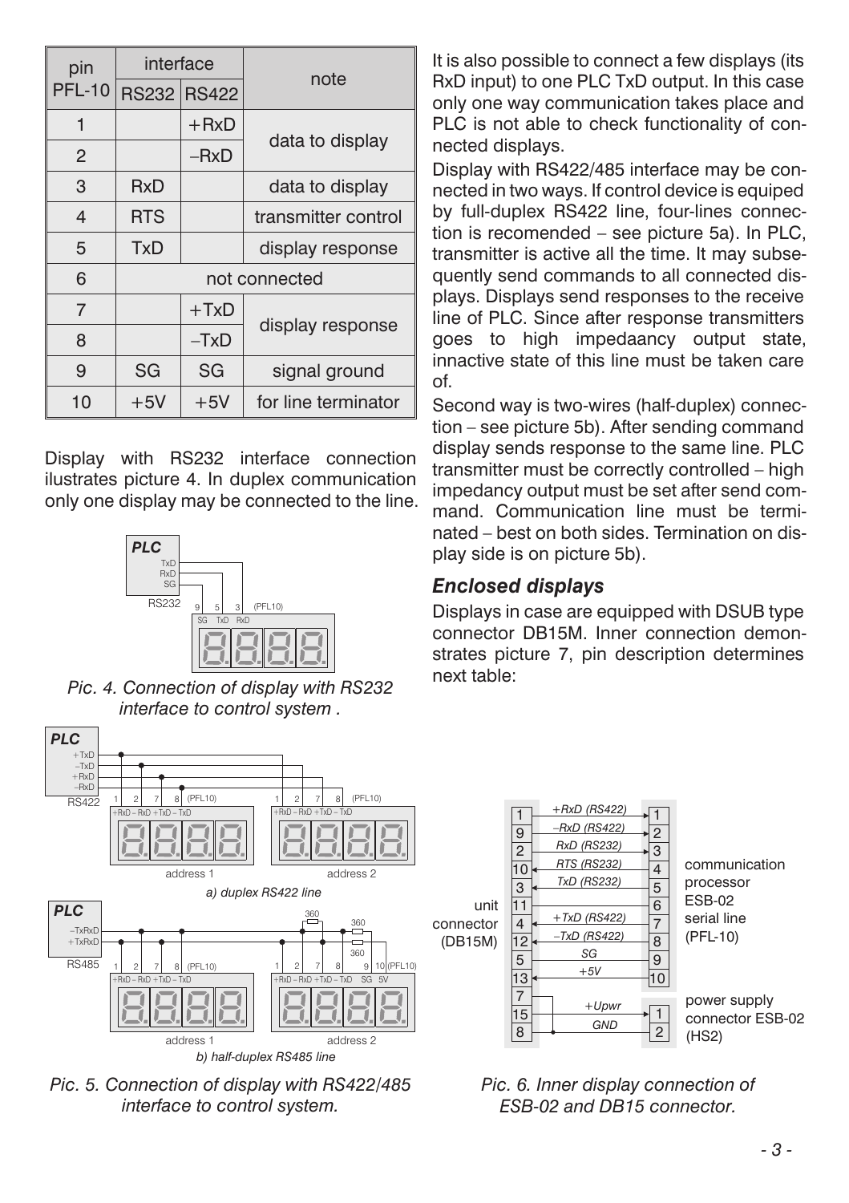| pin PFL-10 | interface | | note |
|---|---|---|---|
| | RS232 | RS422 | |
| 1 | | +RxD | data to display |
| 2 | | −RxD | data to display |
| 3 | RxD | | data to display |
| 4 | RTS | | transmitter control |
| 5 | TxD | | display response |
| 6 | not connected | | |
| 7 | | +TxD | display response |
| 8 | | −TxD | display response |
| 9 | SG | SG | signal ground |
| 10 | +5V | +5V | for line terminator |

Display with RS232 interface connection ilustrates picture 4. In duplex communication only one display may be connected to the line.

Pic. 4. Connection of display with RS232 interface to control system .

Pic. 5. Connection of display with RS422/485 interface to control system.

It is also possible to connect a few displays (its RxD input) to one PLC TxD output. In this case only one way communication takes place and PLC is not able to check functionality of connected displays.

Display with RS422/485 interface may be connected in two ways. If control device is equiped by full-duplex RS422 line, four-lines connection is recomended – see picture 5a). In PLC, transmitter is active all the time. It may subsequently send commands to all connected displays. Displays send responses to the receive line of PLC. Since after response transmitters goes to high impedaancy output state, innactive state of this line must be taken care of.

Second way is two-wires (half-duplex) connection – see picture 5b). After sending command display sends response to the same line. PLC transmitter must be correctly controlled – high impedancy output must be set after send command. Communication line must be terminated – best on both sides. Termination on display side is on picture 5b).

## *Enclosed displays*

Displays in case are equipped with DSUB type connector DB15M. Inner connection demonstrates picture 7, pin description determines next table:

Pic. 6. Inner display connection of ESB-02 and DB15 connector.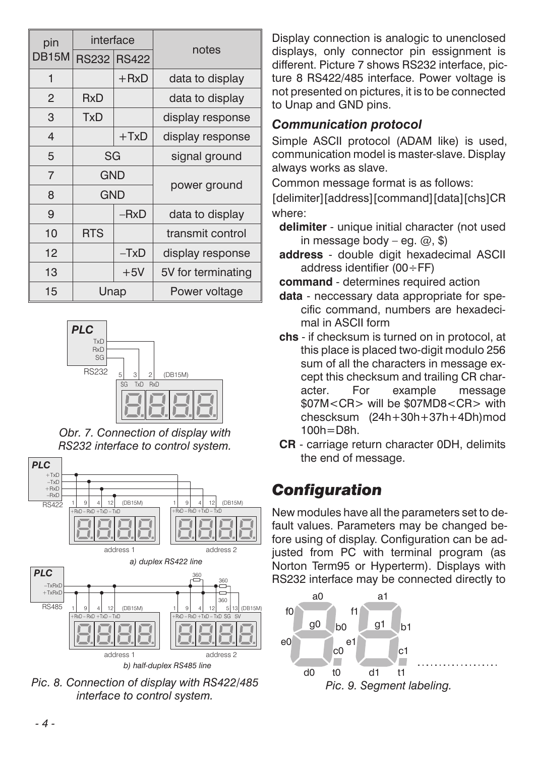| pin DB15M | interface | | notes |
|---|---|---|---|
| | RS232 | RS422 | |
| 1 | | +RxD | data to display |
| 2 | RxD | | data to display |
| 3 | TxD | | display response |
| 4 | | +TxD | display response |
| 5 | SG | | signal ground |
| 7 | GND | | power ground |
| 8 | GND | | power ground |
| 9 | | –RxD | data to display |
| 10 | RTS | | transmit control |
| 12 | | –TxD | display response |
| 13 | | +5V | 5V for terminating |
| 15 | Unap | | Power voltage |

PLC
TxD
RxD
SG
RS232
5 3 2 (DB15M)
SG TxD RxD

*Obr. 7. Connection of display with RS232 interface to control system.*

PLC
+TxD
–TxD
+RxD
–RxD
RS422
1 9 4 12 (DB15M)
+RxD – RxD +TxD – TxD
address 1
1 9 4 12 (DB15M)
+RxD – RxD +TxD – TxD
address 2

*a) duplex RS422 line*

PLC
–TxRxD
+TxRxD
RS485
1 9 4 12 (DB15M)
+RxD – RxD +TxD – TxD
address 1
360
360
360
1 9 4 12 5 13 (DB15M)
+RxD – RxD +TxD – TxD SG 5V
address 2

*b) half-duplex RS485 line*

*Pic. 8. Connection of display with RS422/485 interface to control system.*

Display connection is analogic to unenclosed displays, only connector pin essignment is different. Picture 7 shows RS232 interface, picture 8 RS422/485 interface. Power voltage is not presented on pictures, it is to be connected to Unap and GND pins.

### *Communication protocol*

Simple ASCII protocol (ADAM like) is used, communication model is master-slave. Display always works as slave.

Common message format is as follows:

[delimiter][address][command][data][chs]CR

where:

- **delimiter** - unique initial character (not used in message body – eg. @, $)
- **address** - double digit hexadecimal ASCII address identifier (00÷FF)
- **command** - determines required action
- **data** - neccessary data appropriate for specific command, numbers are hexadecimal in ASCII form
- **chs** - if checksum is turned on in protocol, at this place is placed two-digit modulo 256 sum of all the characters in message except this checksum and trailing CR character. For example message $07M<CR> will be $07MD8<CR> with chescksum (24h+30h+37h+4Dh)mod 100h=D8h.
- **CR** - carriage return character 0DH, delimits the end of message.

## *Configuration*

New modules have all the parameters set to default values. Parameters may be changed before using of display. Configuration can be adjusted from PC with terminal program (as Norton Term95 or Hyperterm). Displays with RS232 interface may be connected directly to

a0 a1
f0 g0 b0 f1 g1 b1
e0 c0 e1 c1
d0 t0 d1 t1

*Pic. 9. Segment labeling.*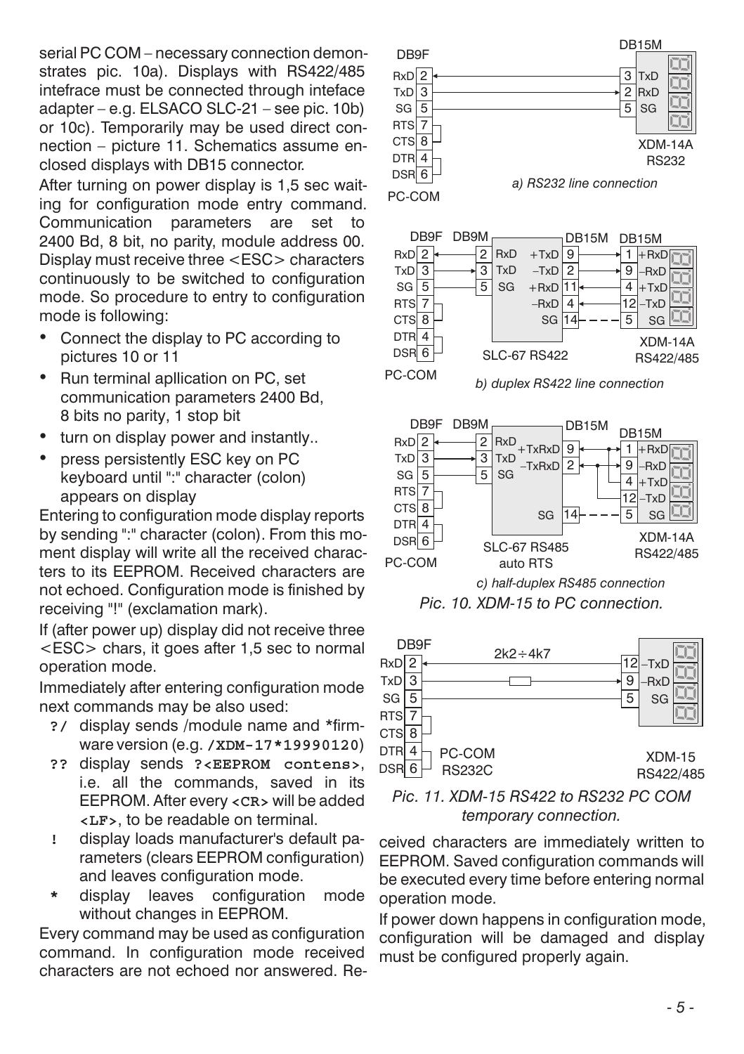serial PC COM – necessary connection demonstrates pic. 10a). Displays with RS422/485 intefrace must be connected through inteface adapter – e.g. ELSACO SLC-21 – see pic. 10b) or 10c). Temporarily may be used direct connection – picture 11. Schematics assume enclosed displays with DB15 connector.

After turning on power display is 1,5 sec waiting for configuration mode entry command. Communication parameters are set to 2400 Bd, 8 bit, no parity, module address 00. Display must receive three <ESC> characters continuously to be switched to configuration mode. So procedure to entry to configuration mode is following:

- Connect the display to PC according to pictures 10 or 11
- Run terminal apllication on PC, set communication parameters 2400 Bd, 8 bits no parity, 1 stop bit
- turn on display power and instantly..
- press persistently ESC key on PC keyboard until ":" character (colon) appears on display

Entering to configuration mode display reports by sending ":" character (colon). From this moment display will write all the received characters to its EEPROM. Received characters are not echoed. Configuration mode is finished by receiving "!" (exclamation mark).

If (after power up) display did not receive three <ESC> chars, it goes after 1,5 sec to normal operation mode.

Immediately after entering configuration mode next commands may be also used:

- `?/` display sends /module name and *firmware version (e.g. `/XDM-17*19990120`)
- `??` display sends `?<EEPROM contens>`, i.e. all the commands, saved in its EEPROM. After every `<CR>` will be added `<LF>`, to be readable on terminal.
- `!` display loads manufacturer's default parameters (clears EEPROM configuration) and leaves configuration mode.
- `*` display leaves configuration mode without changes in EEPROM.

Every command may be used as configuration command. In configuration mode received characters are not echoed nor answered. Received characters are immediately written to EEPROM. Saved configuration commands will be executed every time before entering normal operation mode.

If power down happens in configuration mode, configuration will be damaged and display must be configured properly again.

DB9F
RxD 2
TxD 3
SG 5
RTS 7
CTS 8
DTR 4
DSR 6
PC-COM
DB15M
3 TxD
2 RxD
5 SG
XDM-14A
RS232

*a) RS232 line connection*

DB9F DB9M
RxD 2
TxD 3
SG 5
RTS 7
CTS 8
DTR 4
DSR 6
PC-COM
2 RxD
3 TxD
5 SG
+TxD 9
–TxD 2
+RxD 11
–RxD 4
SG 14
SLC-67 RS422
DB15M DB15M
1 +RxD
9 –RxD
4 +TxD
12 –TxD
5 SG
XDM-14A
RS422/485

*b) duplex RS422 line connection*

DB9F DB9M
RxD 2
TxD 3
SG 5
RTS 7
CTS 8
DTR 4
DSR 6
PC-COM
2 RxD
3 TxD
5 SG
+TxRxD 9
–TxRxD 2
SG 14
SLC-67 RS485
auto RTS
DB15M DB15M
1 +RxD
9 –RxD
4 +TxD
12 –TxD
5 SG
XDM-14A
RS422/485

*c) half-duplex RS485 connection*

*Pic. 10. XDM-15 to PC connection.*

DB9F
RxD 2
TxD 3
SG 5
RTS 7
CTS 8
DTR 4
DSR 6
PC-COM
RS232C
2k2÷4k7
12 –TxD
9 –RxD
5 SG
XDM-15
RS422/485

*Pic. 11. XDM-15 RS422 to RS232 PC COM temporary connection.*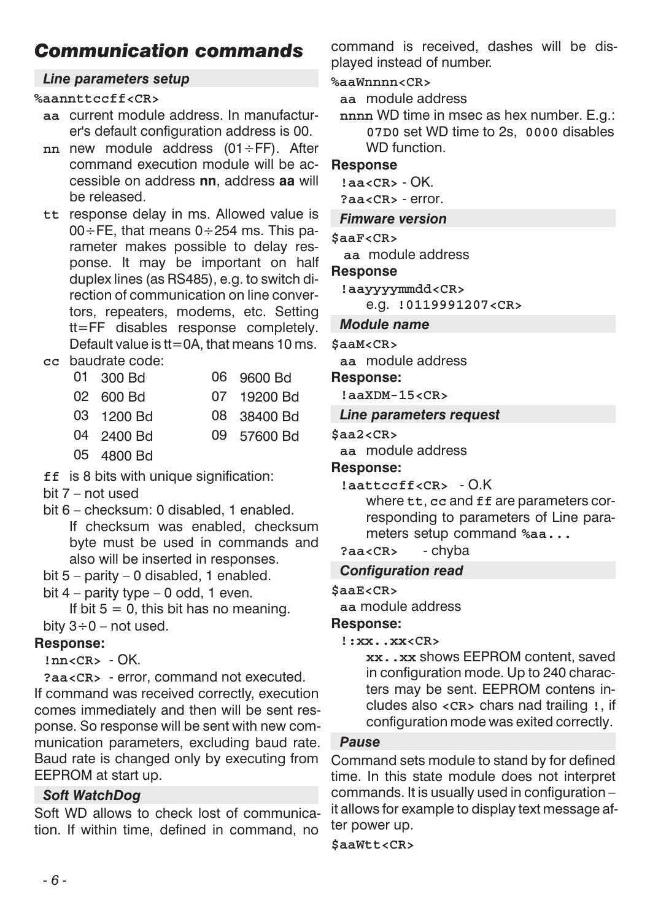# Communication commands

### Line parameters setup

`%aannttccff<CR>`

- `aa` current module address. In manufacturer's default configuration address is 00.
- `nn` new module address (01÷FF). After command execution module will be accessible on address **nn**, address **aa** will be released.
- `tt` response delay in ms. Allowed value is 00÷FE, that means 0÷254 ms. This parameter makes possible to delay response. It may be important on half duplex lines (as RS485), e.g. to switch direction of communication on line convertors, repeaters, modems, etc. Setting tt=FF disables response completely. Default value is tt=0A, that means 10 ms.
- `cc` baudrate code:

| | | | |
|---|---|---|---|
| 01 | 300 Bd | 06 | 9600 Bd |
| 02 | 600 Bd | 07 | 19200 Bd |
| 03 | 1200 Bd | 08 | 38400 Bd |
| 04 | 2400 Bd | 09 | 57600 Bd |
| 05 | 4800 Bd | | |

- `ff` is 8 bits with unique signification:

bit 7 – not used

bit 6 – checksum: 0 disabled, 1 enabled.
If checksum was enabled, checksum byte must be used in commands and also will be inserted in responses.

bit 5 – parity – 0 disabled, 1 enabled.

bit 4 – parity type – 0 odd, 1 even.
If bit 5 = 0, this bit has no meaning.

bity 3÷0 – not used.

**Response:**

`!nn<CR>` - OK.

`?aa<CR>` - error, command not executed.

If command was received correctly, execution comes immediately and then will be sent response. So response will be sent with new communication parameters, excluding baud rate. Baud rate is changed only by executing from EEPROM at start up.

### Soft WatchDog

Soft WD allows to check lost of communication. If within time, defined in command, no command is received, dashes will be displayed instead of number.

`%aaWnnnn<CR>`

- `aa` module address
- `nnnn` WD time in msec as hex number. E.g.: `07D0` set WD time to 2s, `0000` disables WD function.

**Response**

`!aa<CR>` - OK.

`?aa<CR>` - error.

### Fimware version

`$aaF<CR>`

- `aa` module address

**Response**

`!aayyyymmdd<CR>`
e.g. `!0119991207<CR>`

### Module name

`$aaM<CR>`

- `aa` module address

**Response:**

`!aaXDM-15<CR>`

### Line parameters request

`$aa2<CR>`

- `aa` module address

**Response:**

`!aattccff<CR>` - O.K
where `tt`, `cc` and `ff` are parameters corresponding to parameters of Line parameters setup command `%aa...`

`?aa<CR>` - chyba

### Configuration read

`$aaE<CR>`

- `aa` module address

**Response:**

`!:xx..xx<CR>`
`xx..xx` shows EEPROM content, saved in configuration mode. Up to 240 characters may be sent. EEPROM contens includes also `<CR>` chars nad trailing `!`, if configuration mode was exited correctly.

### Pause

Command sets module to stand by for defined time. In this state module does not interpret commands. It is usually used in configuration – it allows for example to display text message after power up.

`$aaWtt<CR>`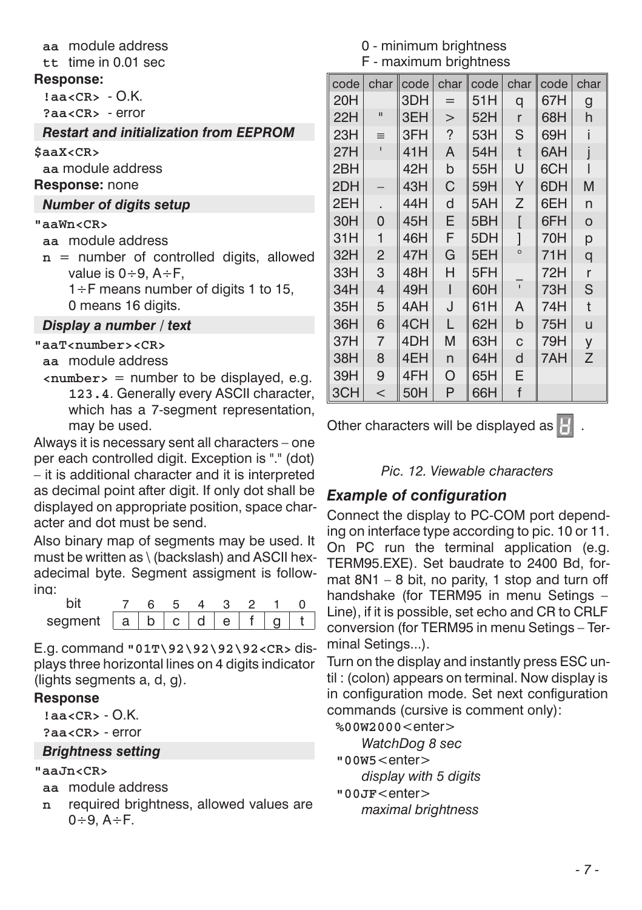**aa** module address
**tt** time in 0.01 sec

**Response:**

`!aa<CR>` - O.K.
`?aa<CR>` - error

### *Restart and initialization from EEPROM*

`$aaX<CR>`

**aa** module address

**Response:** none

### *Number of digits setup*

`"aaWn<CR>`

**aa** module address

**n** = number of controlled digits, allowed value is 0÷9, A÷F,
1÷F means number of digits 1 to 15,
0 means 16 digits.

### *Display a number / text*

`"aaT<number><CR>`

**aa** module address

**<number>** = number to be displayed, e.g. **123.4**. Generally every ASCII character, which has a 7-segment representation, may be used.

Always it is necessary sent all characters – one per each controlled digit. Exception is "." (dot) – it is additional character and it is interpreted as decimal point after digit. If only dot shall be displayed on appropriate position, space character and dot must be send.

Also binary map of segments may be used. It must be written as \ (backslash) and ASCII hexadecimal byte. Segment assigment is following:

| bit | 7 | 6 | 5 | 4 | 3 | 2 | 1 | 0 |
|---|---|---|---|---|---|---|---|---|
| segment | a | b | c | d | e | f | g | t |

E.g. command **"01T\92\92\92\92<CR>** displays three horizontal lines on 4 digits indicator (lights segments a, d, g).

**Response**

`!aa<CR>` - O.K.
`?aa<CR>` - error

### *Brightness setting*

`"aaJn<CR>`

**aa** module address

**n** required brightness, allowed values are 0÷9, A÷F.
0 - minimum brightness
F - maximum brightness

| code | char | code | char | code | char | code | char |
|---|---|---|---|---|---|---|---|
| 20H | | 3DH | = | 51H | q | 67H | g |
| 22H | " | 3EH | > | 52H | r | 68H | h |
| 23H | ≡ | 3FH | ? | 53H | S | 69H | i |
| 27H | ' | 41H | A | 54H | t | 6AH | j |
| 2BH | | 42H | b | 55H | U | 6CH | l |
| 2DH | – | 43H | C | 59H | Y | 6DH | M |
| 2EH | . | 44H | d | 5AH | Z | 6EH | n |
| 30H | 0 | 45H | E | 5BH | [ | 6FH | o |
| 31H | 1 | 46H | F | 5DH | ] | 70H | p |
| 32H | 2 | 47H | G | 5EH | ° | 71H | q |
| 33H | 3 | 48H | H | 5FH | _ | 72H | r |
| 34H | 4 | 49H | I | 60H | ' | 73H | S |
| 35H | 5 | 4AH | J | 61H | A | 74H | t |
| 36H | 6 | 4CH | L | 62H | b | 75H | u |
| 37H | 7 | 4DH | M | 63H | c | 79H | y |
| 38H | 8 | 4EH | n | 64H | d | 7AH | Z |
| 39H | 9 | 4FH | O | 65H | E | | |
| 3CH | < | 50H | P | 66H | f | | |

Other characters will be displayed as ⊟ .

*Pic. 12. Viewable characters*

## *Example of configuration*

Connect the display to PC-COM port depending on interface type according to pic. 10 or 11. On PC run the terminal application (e.g. TERM95.EXE). Set baudrate to 2400 Bd, format 8N1 – 8 bit, no parity, 1 stop and turn off handshake (for TERM95 in menu Setings – Line), if it is possible, set echo and CR to CRLF conversion (for TERM95 in menu Setings – Terminal Setings...).

Turn on the display and instantly press ESC until : (colon) appears on terminal. Now display is in configuration mode. Set next configuration commands (cursive is comment only):

**%00W2000**<enter>
*WatchDog 8 sec*

**"00W5**<enter>
*display with 5 digits*

**"00JF**<enter>
*maximal brightness*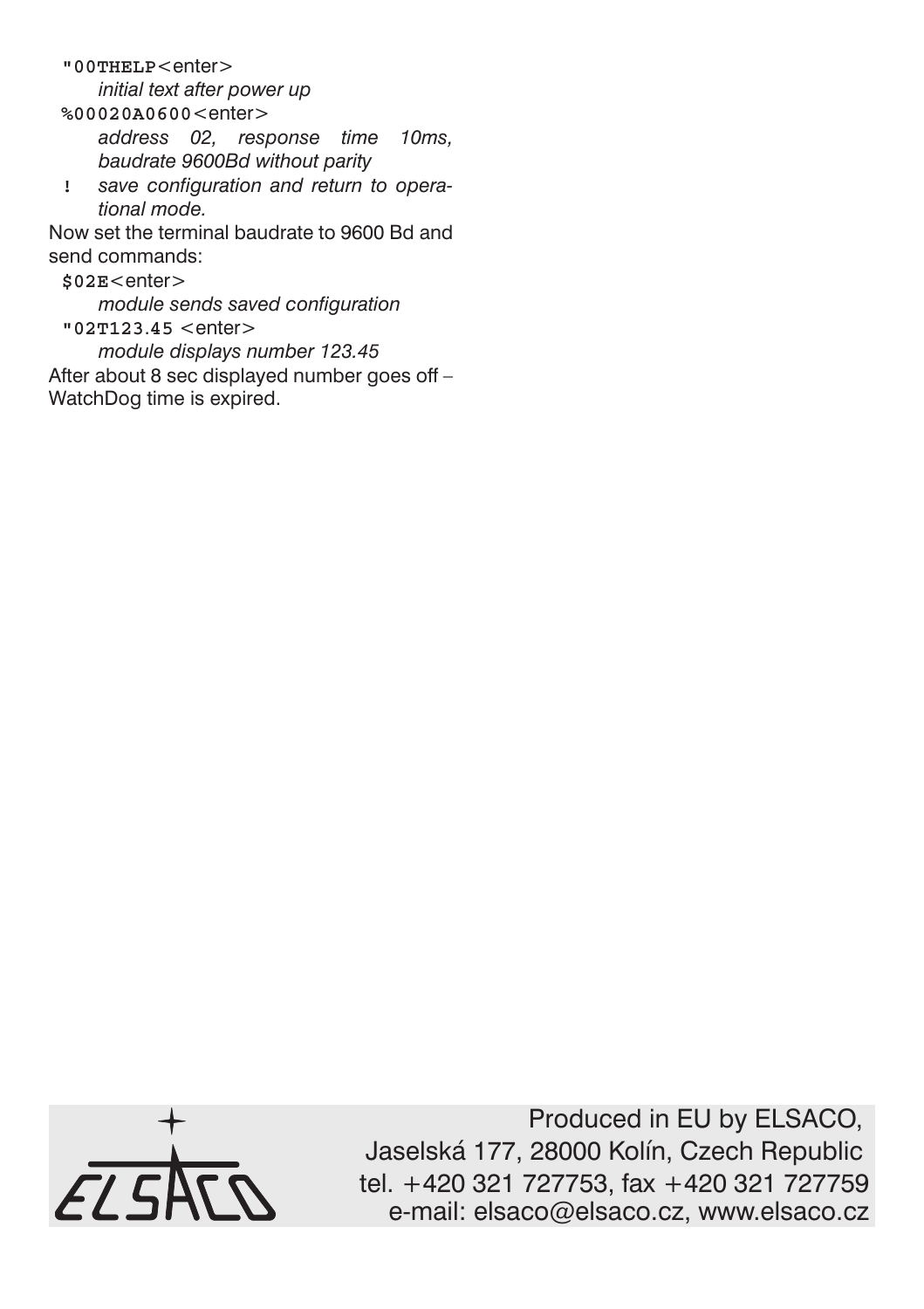**"00THELP**<enter>

*initial text after power up*

**%00020A0600**<enter>

*address 02, response time 10ms, baudrate 9600Bd without parity*

**!** *save configuration and return to operational mode.*

Now set the terminal baudrate to 9600 Bd and send commands:

**$02E**<enter>

*module sends saved configuration*

**"02T123.45** <enter>

*module displays number 123.45*

After about 8 sec displayed number goes off – WatchDog time is expired.

Produced in EU by ELSACO,
Jaselská 177, 28000 Kolín, Czech Republic
tel. +420 321 727753, fax +420 321 727759
e-mail: elsaco@elsaco.cz, www.elsaco.cz